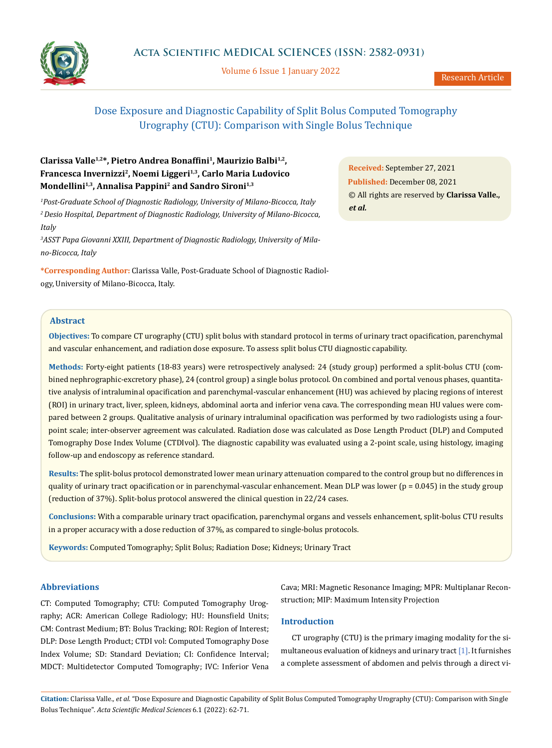Research Article

# Dose Exposure and Diagnostic Capability of Split Bolus Computed Tomography Urography (CTU): Comparison with Single Bolus Technique

**Clarissa Valle[1,2]*, Pietro Andrea Bonaffini[1], Maurizio Balbi[1,2], Francesca Invernizzi[2], Noemi Liggeri[1,3], Carlo Maria Ludovico Mondellini[1,3], Annalisa Pappini[2] and Sandro Sironi[1,3]**

*[1]Post-Graduate School of Diagnostic Radiology, University of Milano-Bicocca, Italy*
*[2] Desio Hospital, Department of Diagnostic Radiology, University of Milano-Bicocca, Italy*
*[3]ASST Papa Giovanni XXIII, Department of Diagnostic Radiology, University of Milano-Bicocca, Italy*

**\*Corresponding Author:** Clarissa Valle, Post-Graduate School of Diagnostic Radiology, University of Milano-Bicocca, Italy.

**Received:** September 27, 2021
**Published:** December 08, 2021
© All rights are reserved by **Clarissa Valle., *et al.***

## Abstract

**Objectives:** To compare CT urography (CTU) split bolus with standard protocol in terms of urinary tract opacification, parenchymal and vascular enhancement, and radiation dose exposure. To assess split bolus CTU diagnostic capability.

**Methods:** Forty-eight patients (18-83 years) were retrospectively analysed: 24 (study group) performed a split-bolus CTU (combined nephrographic-excretory phase), 24 (control group) a single bolus protocol. On combined and portal venous phases, quantitative analysis of intraluminal opacification and parenchymal-vascular enhancement (HU) was achieved by placing regions of interest (ROI) in urinary tract, liver, spleen, kidneys, abdominal aorta and inferior vena cava. The corresponding mean HU values were compared between 2 groups. Qualitative analysis of urinary intraluminal opacification was performed by two radiologists using a four-point scale; inter-observer agreement was calculated. Radiation dose was calculated as Dose Length Product (DLP) and Computed Tomography Dose Index Volume (CTDIvol). The diagnostic capability was evaluated using a 2-point scale, using histology, imaging follow-up and endoscopy as reference standard.

**Results:** The split-bolus protocol demonstrated lower mean urinary attenuation compared to the control group but no differences in quality of urinary tract opacification or in parenchymal-vascular enhancement. Mean DLP was lower (p = 0.045) in the study group (reduction of 37%). Split-bolus protocol answered the clinical question in 22/24 cases.

**Conclusions:** With a comparable urinary tract opacification, parenchymal organs and vessels enhancement, split-bolus CTU results in a proper accuracy with a dose reduction of 37%, as compared to single-bolus protocols.

**Keywords:** Computed Tomography; Split Bolus; Radiation Dose; Kidneys; Urinary Tract

## Abbreviations

CT: Computed Tomography; CTU: Computed Tomography Urography; ACR: American College Radiology; HU: Hounsfield Units; CM: Contrast Medium; BT: Bolus Tracking; ROI: Region of Interest; DLP: Dose Length Product; CTDI vol: Computed Tomography Dose Index Volume; SD: Standard Deviation; CI: Confidence Interval; MDCT: Multidetector Computed Tomography; IVC: Inferior Vena Cava; MRI: Magnetic Resonance Imaging; MPR: Multiplanar Reconstruction; MIP: Maximum Intensity Projection

## Introduction

CT urography (CTU) is the primary imaging modality for the simultaneous evaluation of kidneys and urinary tract [1]. It furnishes a complete assessment of abdomen and pelvis through a direct vi-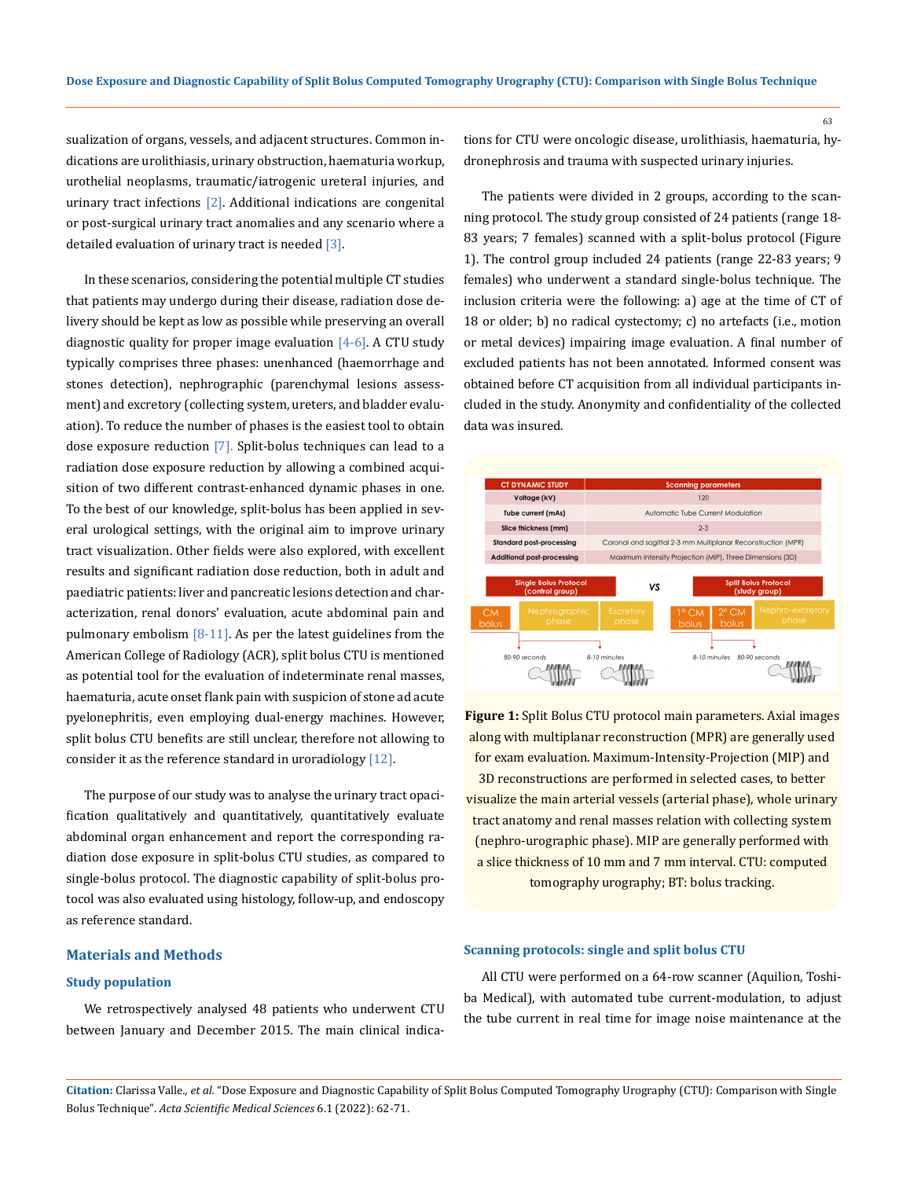sualization of organs, vessels, and adjacent structures. Common indications are urolithiasis, urinary obstruction, haematuria workup, urothelial neoplasms, traumatic/iatrogenic ureteral injuries, and urinary tract infections [2]. Additional indications are congenital or post-surgical urinary tract anomalies and any scenario where a detailed evaluation of urinary tract is needed [3].

In these scenarios, considering the potential multiple CT studies that patients may undergo during their disease, radiation dose delivery should be kept as low as possible while preserving an overall diagnostic quality for proper image evaluation [4-6]. A CTU study typically comprises three phases: unenhanced (haemorrhage and stones detection), nephrographic (parenchymal lesions assessment) and excretory (collecting system, ureters, and bladder evaluation). To reduce the number of phases is the easiest tool to obtain dose exposure reduction [7]. Split-bolus techniques can lead to a radiation dose exposure reduction by allowing a combined acquisition of two different contrast-enhanced dynamic phases in one. To the best of our knowledge, split-bolus has been applied in several urological settings, with the original aim to improve urinary tract visualization. Other fields were also explored, with excellent results and significant radiation dose reduction, both in adult and paediatric patients: liver and pancreatic lesions detection and characterization, renal donors' evaluation, acute abdominal pain and pulmonary embolism [8-11]. As per the latest guidelines from the American College of Radiology (ACR), split bolus CTU is mentioned as potential tool for the evaluation of indeterminate renal masses, haematuria, acute onset flank pain with suspicion of stone ad acute pyelonephritis, even employing dual-energy machines. However, split bolus CTU benefits are still unclear, therefore not allowing to consider it as the reference standard in uroradiology [12].

The purpose of our study was to analyse the urinary tract opacification qualitatively and quantitatively, quantitatively evaluate abdominal organ enhancement and report the corresponding radiation dose exposure in split-bolus CTU studies, as compared to single-bolus protocol. The diagnostic capability of split-bolus protocol was also evaluated using histology, follow-up, and endoscopy as reference standard.

## Materials and Methods

### Study population

We retrospectively analysed 48 patients who underwent CTU between January and December 2015. The main clinical indications for CTU were oncologic disease, urolithiasis, haematuria, hydronephrosis and trauma with suspected urinary injuries.

The patients were divided in 2 groups, according to the scanning protocol. The study group consisted of 24 patients (range 18-83 years; 7 females) scanned with a split-bolus protocol (Figure 1). The control group included 24 patients (range 22-83 years; 9 females) who underwent a standard single-bolus technique. The inclusion criteria were the following: a) age at the time of CT of 18 or older; b) no radical cystectomy; c) no artefacts (i.e., motion or metal devices) impairing image evaluation. A final number of excluded patients has not been annotated. Informed consent was obtained before CT acquisition from all individual participants included in the study. Anonymity and confidentiality of the collected data was insured.

| CT DYNAMIC STUDY | Scanning parameters |
|---|---|
| Voltage (kV) | 120 |
| Tube current (mAs) | Automatic Tube Current Modulation |
| Slice thickness (mm) | 2-3 |
| Standard post-processing | Coronal and sagittal 2-3 mm Multiplanar Reconstruction (MPR) |
| Additional post-processing | Maximum Intensity Projection (MIP), Three Dimensions (3D) |

Single Bolus Protocol (control group) VS Split Bolus Protocol (study group)

Single Bolus Protocol: CM bolus → 80-90 seconds → Nephrographic phase → 8-10 minutes → Excretory phase

Split Bolus Protocol: 1° CM bolus → 8-10 minutes → 2° CM bolus → 80-90 seconds → Nephro-excretory phase

**Figure 1:** Split Bolus CTU protocol main parameters. Axial images along with multiplanar reconstruction (MPR) are generally used for exam evaluation. Maximum-Intensity-Projection (MIP) and 3D reconstructions are performed in selected cases, to better visualize the main arterial vessels (arterial phase), whole urinary tract anatomy and renal masses relation with collecting system (nephro-urographic phase). MIP are generally performed with a slice thickness of 10 mm and 7 mm interval. CTU: computed tomography urography; BT: bolus tracking.

### Scanning protocols: single and split bolus CTU

All CTU were performed on a 64-row scanner (Aquilion, Toshiba Medical), with automated tube current-modulation, to adjust the tube current in real time for image noise maintenance at the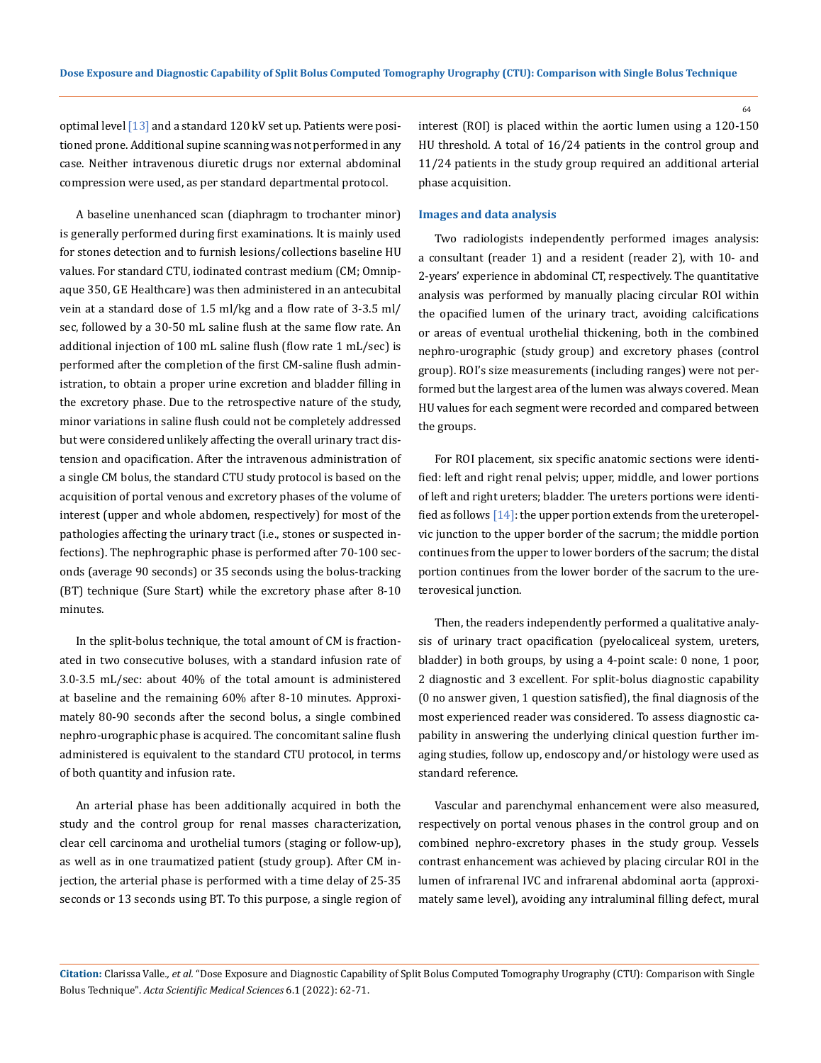optimal level [13] and a standard 120 kV set up. Patients were positioned prone. Additional supine scanning was not performed in any case. Neither intravenous diuretic drugs nor external abdominal compression were used, as per standard departmental protocol.

A baseline unenhanced scan (diaphragm to trochanter minor) is generally performed during first examinations. It is mainly used for stones detection and to furnish lesions/collections baseline HU values. For standard CTU, iodinated contrast medium (CM; Omnipaque 350, GE Healthcare) was then administered in an antecubital vein at a standard dose of 1.5 ml/kg and a flow rate of 3-3.5 ml/sec, followed by a 30-50 mL saline flush at the same flow rate. An additional injection of 100 mL saline flush (flow rate 1 mL/sec) is performed after the completion of the first CM-saline flush administration, to obtain a proper urine excretion and bladder filling in the excretory phase. Due to the retrospective nature of the study, minor variations in saline flush could not be completely addressed but were considered unlikely affecting the overall urinary tract distension and opacification. After the intravenous administration of a single CM bolus, the standard CTU study protocol is based on the acquisition of portal venous and excretory phases of the volume of interest (upper and whole abdomen, respectively) for most of the pathologies affecting the urinary tract (i.e., stones or suspected infections). The nephrographic phase is performed after 70-100 seconds (average 90 seconds) or 35 seconds using the bolus-tracking (BT) technique (Sure Start) while the excretory phase after 8-10 minutes.

In the split-bolus technique, the total amount of CM is fractionated in two consecutive boluses, with a standard infusion rate of 3.0-3.5 mL/sec: about 40% of the total amount is administered at baseline and the remaining 60% after 8-10 minutes. Approximately 80-90 seconds after the second bolus, a single combined nephro-urographic phase is acquired. The concomitant saline flush administered is equivalent to the standard CTU protocol, in terms of both quantity and infusion rate.

An arterial phase has been additionally acquired in both the study and the control group for renal masses characterization, clear cell carcinoma and urothelial tumors (staging or follow-up), as well as in one traumatized patient (study group). After CM injection, the arterial phase is performed with a time delay of 25-35 seconds or 13 seconds using BT. To this purpose, a single region of interest (ROI) is placed within the aortic lumen using a 120-150 HU threshold. A total of 16/24 patients in the control group and 11/24 patients in the study group required an additional arterial phase acquisition.

### Images and data analysis

Two radiologists independently performed images analysis: a consultant (reader 1) and a resident (reader 2), with 10- and 2-years' experience in abdominal CT, respectively. The quantitative analysis was performed by manually placing circular ROI within the opacified lumen of the urinary tract, avoiding calcifications or areas of eventual urothelial thickening, both in the combined nephro-urographic (study group) and excretory phases (control group). ROI's size measurements (including ranges) were not performed but the largest area of the lumen was always covered. Mean HU values for each segment were recorded and compared between the groups.

For ROI placement, six specific anatomic sections were identified: left and right renal pelvis; upper, middle, and lower portions of left and right ureters; bladder. The ureters portions were identified as follows [14]: the upper portion extends from the ureteropelvic junction to the upper border of the sacrum; the middle portion continues from the upper to lower borders of the sacrum; the distal portion continues from the lower border of the sacrum to the ureterovesical junction.

Then, the readers independently performed a qualitative analysis of urinary tract opacification (pyelocaliceal system, ureters, bladder) in both groups, by using a 4-point scale: 0 none, 1 poor, 2 diagnostic and 3 excellent. For split-bolus diagnostic capability (0 no answer given, 1 question satisfied), the final diagnosis of the most experienced reader was considered. To assess diagnostic capability in answering the underlying clinical question further imaging studies, follow up, endoscopy and/or histology were used as standard reference.

Vascular and parenchymal enhancement were also measured, respectively on portal venous phases in the control group and on combined nephro-excretory phases in the study group. Vessels contrast enhancement was achieved by placing circular ROI in the lumen of infrarenal IVC and infrarenal abdominal aorta (approximately same level), avoiding any intraluminal filling defect, mural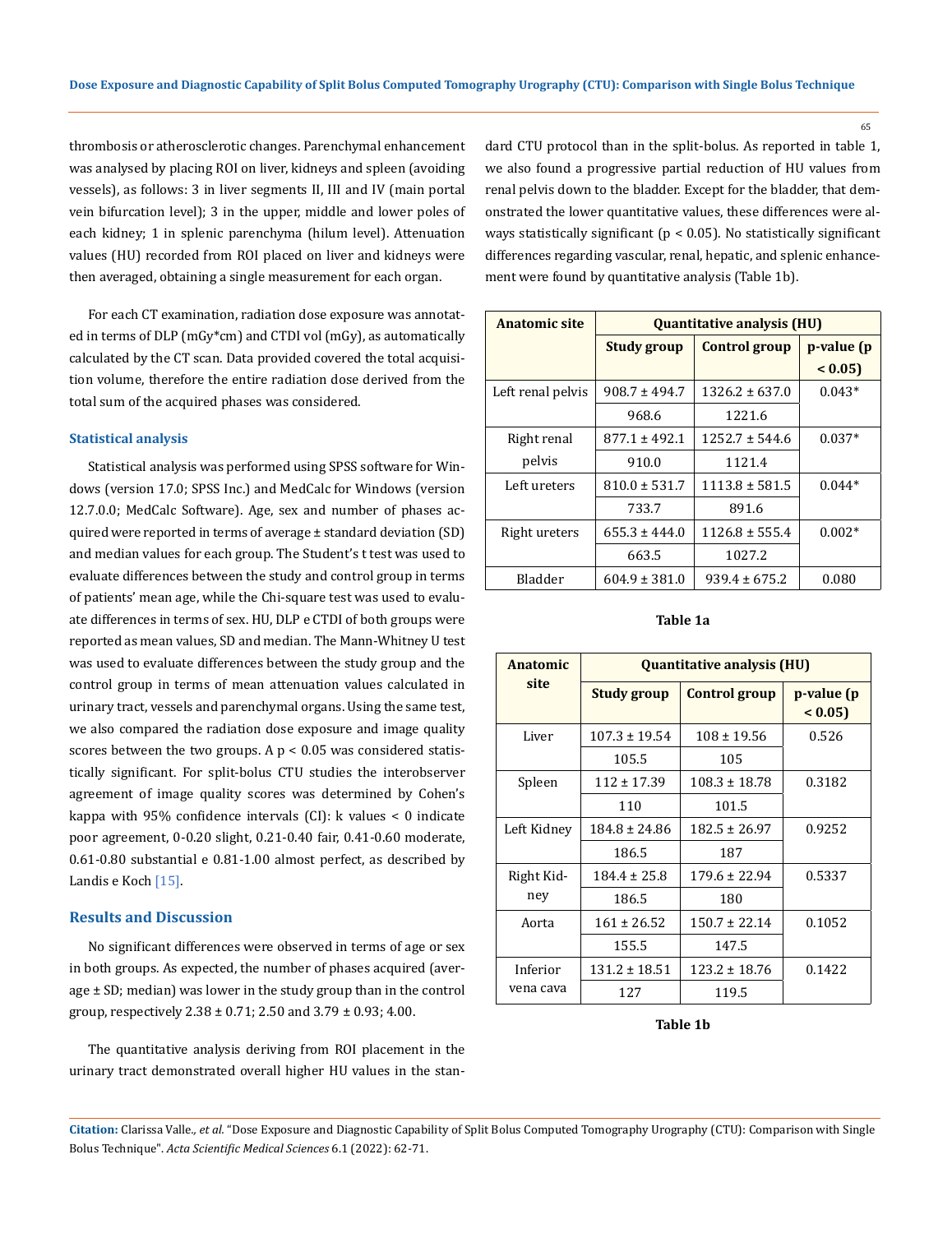thrombosis or atherosclerotic changes. Parenchymal enhancement was analysed by placing ROI on liver, kidneys and spleen (avoiding vessels), as follows: 3 in liver segments II, III and IV (main portal vein bifurcation level); 3 in the upper, middle and lower poles of each kidney; 1 in splenic parenchyma (hilum level). Attenuation values (HU) recorded from ROI placed on liver and kidneys were then averaged, obtaining a single measurement for each organ.

For each CT examination, radiation dose exposure was annotated in terms of DLP (mGy*cm) and CTDI vol (mGy), as automatically calculated by the CT scan. Data provided covered the total acquisition volume, therefore the entire radiation dose derived from the total sum of the acquired phases was considered.

### Statistical analysis

Statistical analysis was performed using SPSS software for Windows (version 17.0; SPSS Inc.) and MedCalc for Windows (version 12.7.0.0; MedCalc Software). Age, sex and number of phases acquired were reported in terms of average ± standard deviation (SD) and median values for each group. The Student's t test was used to evaluate differences between the study and control group in terms of patients' mean age, while the Chi-square test was used to evaluate differences in terms of sex. HU, DLP e CTDI of both groups were reported as mean values, SD and median. The Mann-Whitney U test was used to evaluate differences between the study group and the control group in terms of mean attenuation values calculated in urinary tract, vessels and parenchymal organs. Using the same test, we also compared the radiation dose exposure and image quality scores between the two groups. A $p < 0.05$ was considered statistically significant. For split-bolus CTU studies the interobserver agreement of image quality scores was determined by Cohen's kappa with 95% confidence intervals (CI): k values < 0 indicate poor agreement, 0-0.20 slight, 0.21-0.40 fair, 0.41-0.60 moderate, 0.61-0.80 substantial e 0.81-1.00 almost perfect, as described by Landis e Koch [15].

## Results and Discussion

No significant differences were observed in terms of age or sex in both groups. As expected, the number of phases acquired (average ± SD; median) was lower in the study group than in the control group, respectively 2.38 ± 0.71; 2.50 and 3.79 ± 0.93; 4.00.

The quantitative analysis deriving from ROI placement in the urinary tract demonstrated overall higher HU values in the standard CTU protocol than in the split-bolus. As reported in table 1, we also found a progressive partial reduction of HU values from renal pelvis down to the bladder. Except for the bladder, that demonstrated the lower quantitative values, these differences were always statistically significant ($p < 0.05$). No statistically significant differences regarding vascular, renal, hepatic, and splenic enhancement were found by quantitative analysis (Table 1b).

| Anatomic site | Quantitative analysis (HU) | | |
|---|---|---|---|
| | **Study group** | **Control group** | **p-value (p < 0.05)** |
| Left renal pelvis | 908.7 ± 494.7 | 1326.2 ± 637.0 | 0.043* |
| | 968.6 | 1221.6 | |
| Right renal pelvis | 877.1 ± 492.1 | 1252.7 ± 544.6 | 0.037* |
| | 910.0 | 1121.4 | |
| Left ureters | 810.0 ± 531.7 | 1113.8 ± 581.5 | 0.044* |
| | 733.7 | 891.6 | |
| Right ureters | 655.3 ± 444.0 | 1126.8 ± 555.4 | 0.002* |
| | 663.5 | 1027.2 | |
| Bladder | 604.9 ± 381.0 | 939.4 ± 675.2 | 0.080 |

**Table 1a**

| Anatomic site | Quantitative analysis (HU) | | |
|---|---|---|---|
| | **Study group** | **Control group** | **p-value (p < 0.05)** |
| Liver | 107.3 ± 19.54 | 108 ± 19.56 | 0.526 |
| | 105.5 | 105 | |
| Spleen | 112 ± 17.39 | 108.3 ± 18.78 | 0.3182 |
| | 110 | 101.5 | |
| Left Kidney | 184.8 ± 24.86 | 182.5 ± 26.97 | 0.9252 |
| | 186.5 | 187 | |
| Right Kidney | 184.4 ± 25.8 | 179.6 ± 22.94 | 0.5337 |
| | 186.5 | 180 | |
| Aorta | 161 ± 26.52 | 150.7 ± 22.14 | 0.1052 |
| | 155.5 | 147.5 | |
| Inferior vena cava | 131.2 ± 18.51 | 123.2 ± 18.76 | 0.1422 |
| | 127 | 119.5 | |

**Table 1b**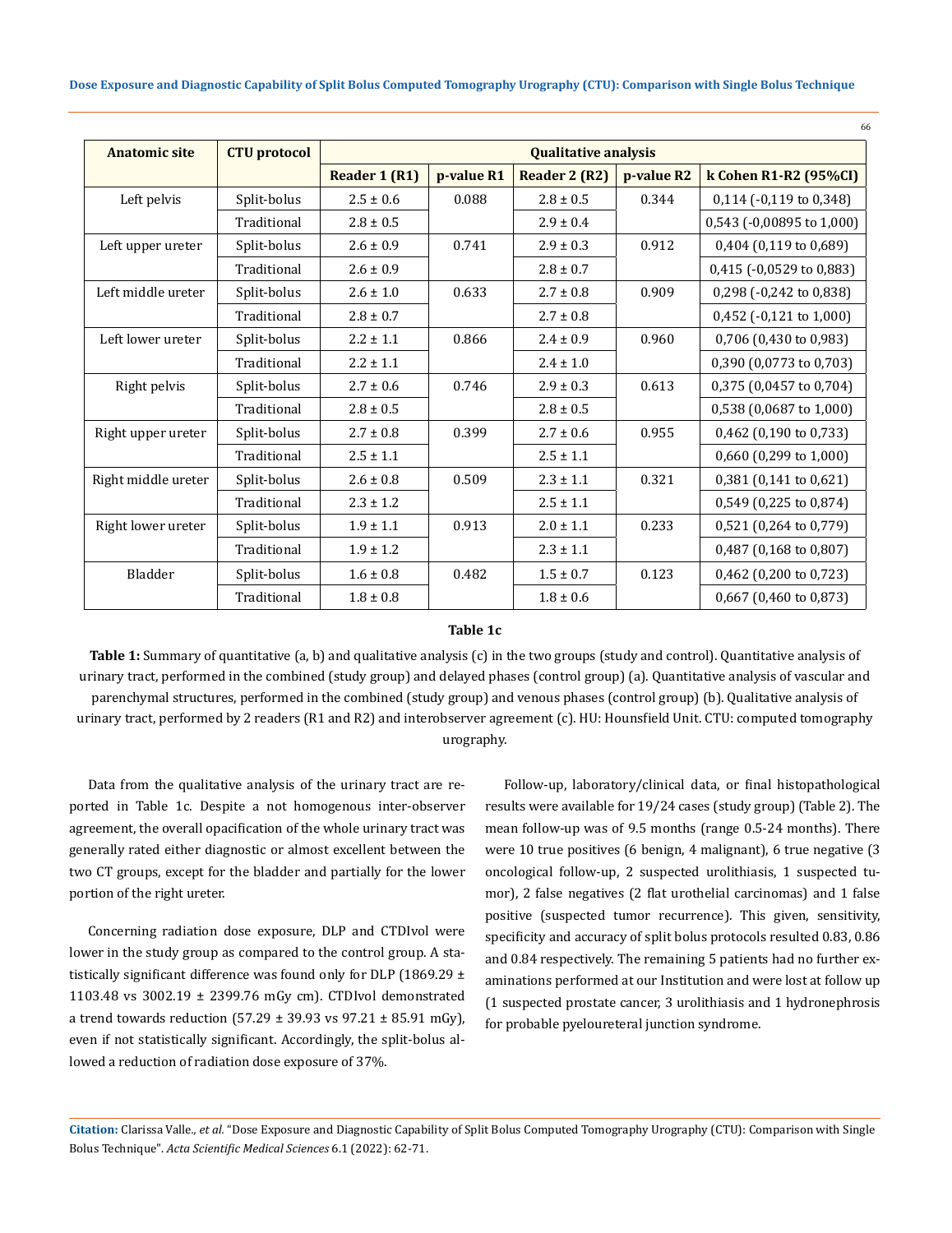| Anatomic site | CTU protocol | Qualitative analysis | | | | |
|---|---|---|---|---|---|---|
| | | Reader 1 (R1) | p-value R1 | Reader 2 (R2) | p-value R2 | k Cohen R1-R2 (95%CI) |
| Left pelvis | Split-bolus | 2.5 ± 0.6 | 0.088 | 2.8 ± 0.5 | 0.344 | 0,114 (-0,119 to 0,348) |
| | Traditional | 2.8 ± 0.5 | | 2.9 ± 0.4 | | 0,543 (-0,00895 to 1,000) |
| Left upper ureter | Split-bolus | 2.6 ± 0.9 | 0.741 | 2.9 ± 0.3 | 0.912 | 0,404 (0,119 to 0,689) |
| | Traditional | 2.6 ± 0.9 | | 2.8 ± 0.7 | | 0,415 (-0,0529 to 0,883) |
| Left middle ureter | Split-bolus | 2.6 ± 1.0 | 0.633 | 2.7 ± 0.8 | 0.909 | 0,298 (-0,242 to 0,838) |
| | Traditional | 2.8 ± 0.7 | | 2.7 ± 0.8 | | 0,452 (-0,121 to 1,000) |
| Left lower ureter | Split-bolus | 2.2 ± 1.1 | 0.866 | 2.4 ± 0.9 | 0.960 | 0,706 (0,430 to 0,983) |
| | Traditional | 2.2 ± 1.1 | | 2.4 ± 1.0 | | 0,390 (0,0773 to 0,703) |
| Right pelvis | Split-bolus | 2.7 ± 0.6 | 0.746 | 2.9 ± 0.3 | 0.613 | 0,375 (0,0457 to 0,704) |
| | Traditional | 2.8 ± 0.5 | | 2.8 ± 0.5 | | 0,538 (0,0687 to 1,000) |
| Right upper ureter | Split-bolus | 2.7 ± 0.8 | 0.399 | 2.7 ± 0.6 | 0.955 | 0,462 (0,190 to 0,733) |
| | Traditional | 2.5 ± 1.1 | | 2.5 ± 1.1 | | 0,660 (0,299 to 1,000) |
| Right middle ureter | Split-bolus | 2.6 ± 0.8 | 0.509 | 2.3 ± 1.1 | 0.321 | 0,381 (0,141 to 0,621) |
| | Traditional | 2.3 ± 1.2 | | 2.5 ± 1.1 | | 0,549 (0,225 to 0,874) |
| Right lower ureter | Split-bolus | 1.9 ± 1.1 | 0.913 | 2.0 ± 1.1 | 0.233 | 0,521 (0,264 to 0,779) |
| | Traditional | 1.9 ± 1.2 | | 2.3 ± 1.1 | | 0,487 (0,168 to 0,807) |
| Bladder | Split-bolus | 1.6 ± 0.8 | 0.482 | 1.5 ± 0.7 | 0.123 | 0,462 (0,200 to 0,723) |
| | Traditional | 1.8 ± 0.8 | | 1.8 ± 0.6 | | 0,667 (0,460 to 0,873) |

**Table 1c**

**Table 1:** Summary of quantitative (a, b) and qualitative analysis (c) in the two groups (study and control). Quantitative analysis of urinary tract, performed in the combined (study group) and delayed phases (control group) (a). Quantitative analysis of vascular and parenchymal structures, performed in the combined (study group) and venous phases (control group) (b). Qualitative analysis of urinary tract, performed by 2 readers (R1 and R2) and interobserver agreement (c). HU: Hounsfield Unit. CTU: computed tomography urography.

Data from the qualitative analysis of the urinary tract are reported in Table 1c. Despite a not homogenous inter-observer agreement, the overall opacification of the whole urinary tract was generally rated either diagnostic or almost excellent between the two CT groups, except for the bladder and partially for the lower portion of the right ureter.

Concerning radiation dose exposure, DLP and CTDIvol were lower in the study group as compared to the control group. A statistically significant difference was found only for DLP (1869.29 ± 1103.48 vs 3002.19 ± 2399.76 mGy cm). CTDIvol demonstrated a trend towards reduction (57.29 ± 39.93 vs 97.21 ± 85.91 mGy), even if not statistically significant. Accordingly, the split-bolus allowed a reduction of radiation dose exposure of 37%.

Follow-up, laboratory/clinical data, or final histopathological results were available for 19/24 cases (study group) (Table 2). The mean follow-up was of 9.5 months (range 0.5-24 months). There were 10 true positives (6 benign, 4 malignant), 6 true negative (3 oncological follow-up, 2 suspected urolithiasis, 1 suspected tumor), 2 false negatives (2 flat urothelial carcinomas) and 1 false positive (suspected tumor recurrence). This given, sensitivity, specificity and accuracy of split bolus protocols resulted 0.83, 0.86 and 0.84 respectively. The remaining 5 patients had no further examinations performed at our Institution and were lost at follow up (1 suspected prostate cancer, 3 urolithiasis and 1 hydronephrosis for probable pyeloureteral junction syndrome.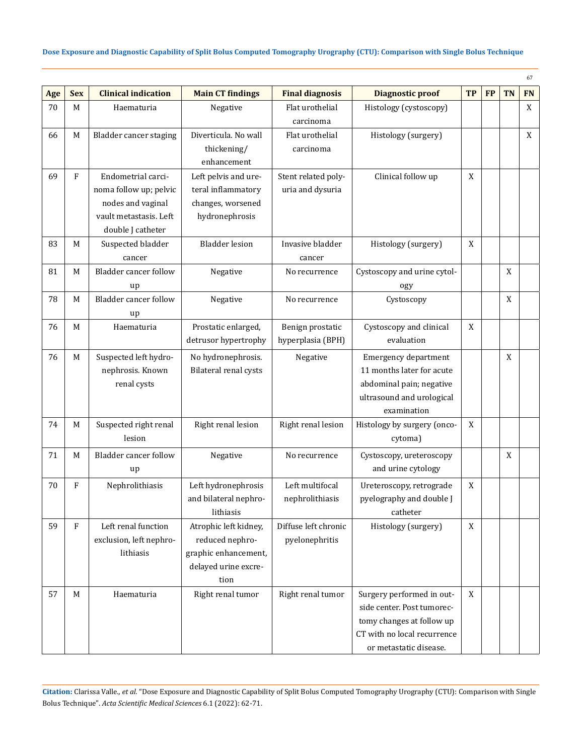| Age | Sex | Clinical indication | Main CT findings | Final diagnosis | Diagnostic proof | TP | FP | TN | FN |
|---|---|---|---|---|---|---|---|---|---|
| 70 | M | Haematuria | Negative | Flat urothelial carcinoma | Histology (cystoscopy) | | | | X |
| 66 | M | Bladder cancer staging | Diverticula. No wall thickening/ enhancement | Flat urothelial carcinoma | Histology (surgery) | | | | X |
| 69 | F | Endometrial carcinoma follow up; pelvic nodes and vaginal vault metastasis. Left double J catheter | Left pelvis and ureteral inflammatory changes, worsened hydronephrosis | Stent related polyuria and dysuria | Clinical follow up | X | | | |
| 83 | M | Suspected bladder cancer | Bladder lesion | Invasive bladder cancer | Histology (surgery) | X | | | |
| 81 | M | Bladder cancer follow up | Negative | No recurrence | Cystoscopy and urine cytology | | | X | |
| 78 | M | Bladder cancer follow up | Negative | No recurrence | Cystoscopy | | | X | |
| 76 | M | Haematuria | Prostatic enlarged, detrusor hypertrophy | Benign prostatic hyperplasia (BPH) | Cystoscopy and clinical evaluation | X | | | |
| 76 | M | Suspected left hydronephrosis. Known renal cysts | No hydronephrosis. Bilateral renal cysts | Negative | Emergency department 11 months later for acute abdominal pain; negative ultrasound and urological examination | | | X | |
| 74 | M | Suspected right renal lesion | Right renal lesion | Right renal lesion | Histology by surgery (oncocytoma) | X | | | |
| 71 | M | Bladder cancer follow up | Negative | No recurrence | Cystoscopy, ureteroscopy and urine cytology | | | X | |
| 70 | F | Nephrolithiasis | Left hydronephrosis and bilateral nephrolithiasis | Left multifocal nephrolithiasis | Ureteroscopy, retrograde pyelography and double J catheter | X | | | |
| 59 | F | Left renal function exclusion, left nephrolithiasis | Atrophic left kidney, reduced nephrographic enhancement, delayed urine excretion | Diffuse left chronic pyelonephritis | Histology (surgery) | X | | | |
| 57 | M | Haematuria | Right renal tumor | Right renal tumor | Surgery performed in outside center. Post tumorectomy changes at follow up CT with no local recurrence or metastatic disease. | X | | | |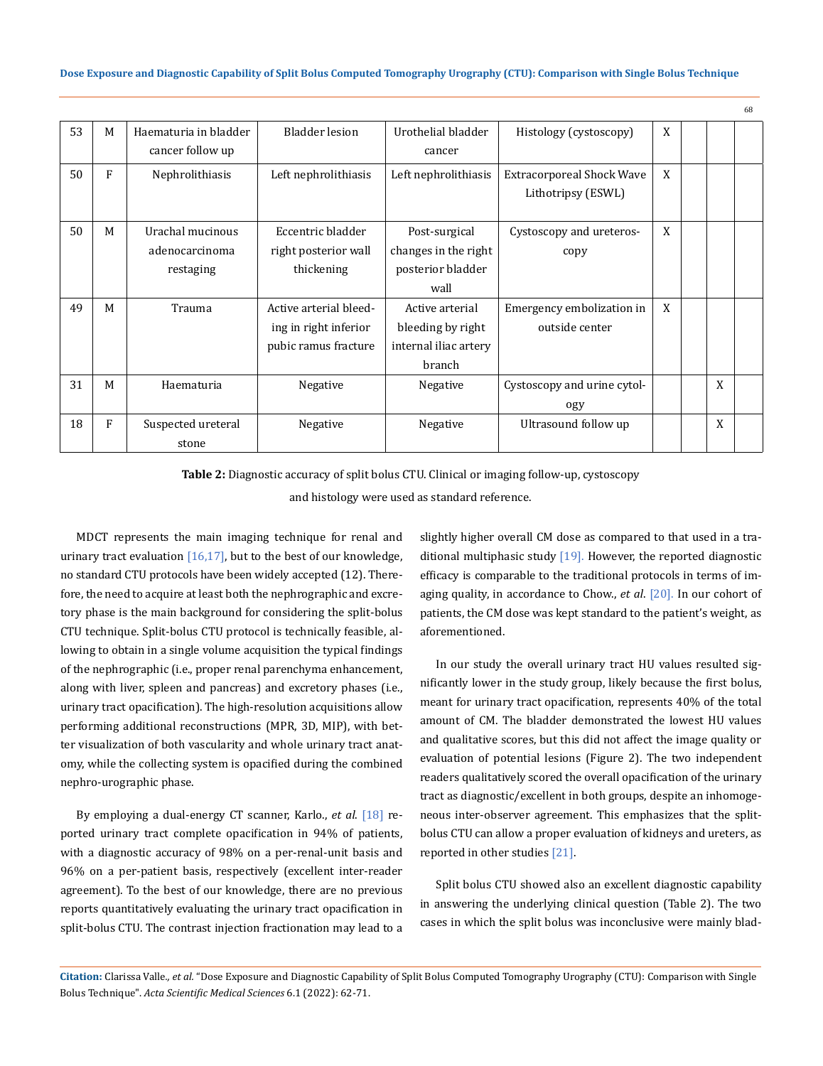| 53 | M | Haematuria in bladder cancer follow up | Bladder lesion | Urothelial bladder cancer | Histology (cystoscopy) | X | | | |
|---|---|---|---|---|---|---|---|---|---|
| 50 | F | Nephrolithiasis | Left nephrolithiasis | Left nephrolithiasis | Extracorporeal Shock Wave Lithotripsy (ESWL) | X | | | |
| 50 | M | Urachal mucinous adenocarcinoma restaging | Eccentric bladder right posterior wall thickening | Post-surgical changes in the right posterior bladder wall | Cystoscopy and ureteroscopy | X | | | |
| 49 | M | Trauma | Active arterial bleeding in right inferior pubic ramus fracture | Active arterial bleeding by right internal iliac artery branch | Emergency embolization in outside center | X | | | |
| 31 | M | Haematuria | Negative | Negative | Cystoscopy and urine cytology | | | X | |
| 18 | F | Suspected ureteral stone | Negative | Negative | Ultrasound follow up | | | X | |

**Table 2:** Diagnostic accuracy of split bolus CTU. Clinical or imaging follow-up, cystoscopy and histology were used as standard reference.

MDCT represents the main imaging technique for renal and urinary tract evaluation [16,17], but to the best of our knowledge, no standard CTU protocols have been widely accepted (12). Therefore, the need to acquire at least both the nephrographic and excretory phase is the main background for considering the split-bolus CTU technique. Split-bolus CTU protocol is technically feasible, allowing to obtain in a single volume acquisition the typical findings of the nephrographic (i.e., proper renal parenchyma enhancement, along with liver, spleen and pancreas) and excretory phases (i.e., urinary tract opacification). The high-resolution acquisitions allow performing additional reconstructions (MPR, 3D, MIP), with better visualization of both vascularity and whole urinary tract anatomy, while the collecting system is opacified during the combined nephro-urographic phase.

By employing a dual-energy CT scanner, Karlo., *et al.* [18] reported urinary tract complete opacification in 94% of patients, with a diagnostic accuracy of 98% on a per-renal-unit basis and 96% on a per-patient basis, respectively (excellent inter-reader agreement). To the best of our knowledge, there are no previous reports quantitatively evaluating the urinary tract opacification in split-bolus CTU. The contrast injection fractionation may lead to a slightly higher overall CM dose as compared to that used in a traditional multiphasic study [19]. However, the reported diagnostic efficacy is comparable to the traditional protocols in terms of imaging quality, in accordance to Chow., *et al*. [20]. In our cohort of patients, the CM dose was kept standard to the patient's weight, as aforementioned.

In our study the overall urinary tract HU values resulted significantly lower in the study group, likely because the first bolus, meant for urinary tract opacification, represents 40% of the total amount of CM. The bladder demonstrated the lowest HU values and qualitative scores, but this did not affect the image quality or evaluation of potential lesions (Figure 2). The two independent readers qualitatively scored the overall opacification of the urinary tract as diagnostic/excellent in both groups, despite an inhomogeneous inter-observer agreement. This emphasizes that the split-bolus CTU can allow a proper evaluation of kidneys and ureters, as reported in other studies [21].

Split bolus CTU showed also an excellent diagnostic capability in answering the underlying clinical question (Table 2). The two cases in which the split bolus was inconclusive were mainly blad-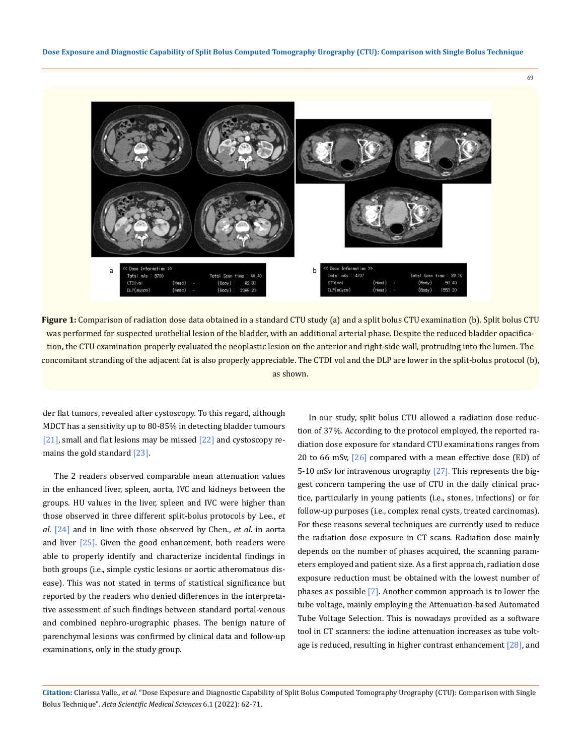**Figure 1:** Comparison of radiation dose data obtained in a standard CTU study (a) and a split bolus CTU examination (b). Split bolus CTU was performed for suspected urothelial lesion of the bladder, with an additional arterial phase. Despite the reduced bladder opacification, the CTU examination properly evaluated the neoplastic lesion on the anterior and right-side wall, protruding into the lumen. The concomitant stranding of the adjacent fat is also properly appreciable. The CTDI vol and the DLP are lower in the split-bolus protocol (b), as shown.

der flat tumors, revealed after cystoscopy. To this regard, although MDCT has a sensitivity up to 80-85% in detecting bladder tumours [21], small and flat lesions may be missed [22] and cystoscopy remains the gold standard [23].

The 2 readers observed comparable mean attenuation values in the enhanced liver, spleen, aorta, IVC and kidneys between the groups. HU values in the liver, spleen and IVC were higher than those observed in three different split-bolus protocols by Lee., *et al*. [24] and in line with those observed by Chen., *et al*. in aorta and liver [25]. Given the good enhancement, both readers were able to properly identify and characterize incidental findings in both groups (i.e., simple cystic lesions or aortic atheromatous disease). This was not stated in terms of statistical significance but reported by the readers who denied differences in the interpretative assessment of such findings between standard portal-venous and combined nephro-urographic phases. The benign nature of parenchymal lesions was confirmed by clinical data and follow-up examinations, only in the study group.

In our study, split bolus CTU allowed a radiation dose reduction of 37%. According to the protocol employed, the reported radiation dose exposure for standard CTU examinations ranges from 20 to 66 mSv, [26] compared with a mean effective dose (ED) of 5-10 mSv for intravenous urography [27]. This represents the biggest concern tampering the use of CTU in the daily clinical practice, particularly in young patients (i.e., stones, infections) or for follow-up purposes (i.e., complex renal cysts, treated carcinomas). For these reasons several techniques are currently used to reduce the radiation dose exposure in CT scans. Radiation dose mainly depends on the number of phases acquired, the scanning parameters employed and patient size. As a first approach, radiation dose exposure reduction must be obtained with the lowest number of phases as possible [7]. Another common approach is to lower the tube voltage, mainly employing the Attenuation-based Automated Tube Voltage Selection. This is nowadays provided as a software tool in CT scanners: the iodine attenuation increases as tube voltage is reduced, resulting in higher contrast enhancement [28], and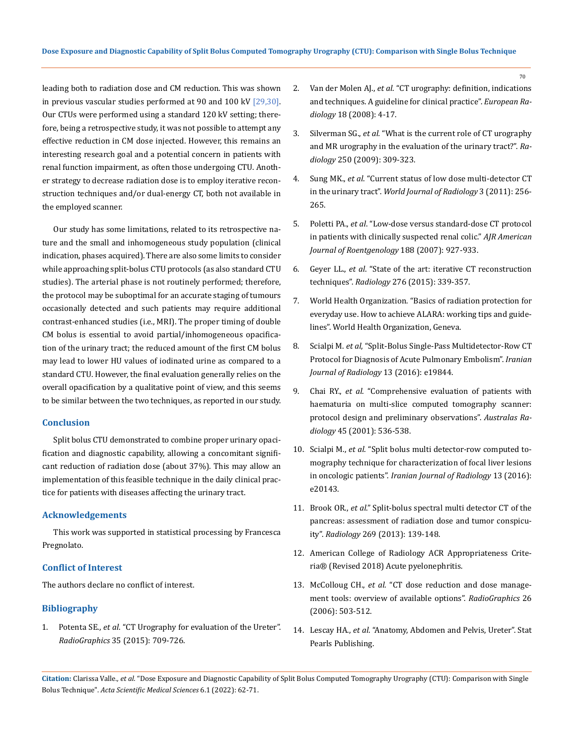leading both to radiation dose and CM reduction. This was shown in previous vascular studies performed at 90 and 100 kV [29,30]. Our CTUs were performed using a standard 120 kV setting; therefore, being a retrospective study, it was not possible to attempt any effective reduction in CM dose injected. However, this remains an interesting research goal and a potential concern in patients with renal function impairment, as often those undergoing CTU. Another strategy to decrease radiation dose is to employ iterative reconstruction techniques and/or dual-energy CT, both not available in the employed scanner.

Our study has some limitations, related to its retrospective nature and the small and inhomogeneous study population (clinical indication, phases acquired). There are also some limits to consider while approaching split-bolus CTU protocols (as also standard CTU studies). The arterial phase is not routinely performed; therefore, the protocol may be suboptimal for an accurate staging of tumours occasionally detected and such patients may require additional contrast-enhanced studies (i.e., MRI). The proper timing of double CM bolus is essential to avoid partial/inhomogeneous opacification of the urinary tract; the reduced amount of the first CM bolus may lead to lower HU values of iodinated urine as compared to a standard CTU. However, the final evaluation generally relies on the overall opacification by a qualitative point of view, and this seems to be similar between the two techniques, as reported in our study.

## Conclusion

Split bolus CTU demonstrated to combine proper urinary opacification and diagnostic capability, allowing a concomitant significant reduction of radiation dose (about 37%). This may allow an implementation of this feasible technique in the daily clinical practice for patients with diseases affecting the urinary tract.

## Acknowledgements

This work was supported in statistical processing by Francesca Pregnolato.

## Conflict of Interest

The authors declare no conflict of interest.

## Bibliography

1. Potenta SE., *et al*. "CT Urography for evaluation of the Ureter". *RadioGraphics* 35 (2015): 709-726.
2. Van der Molen AJ., *et al*. "CT urography: definition, indications and techniques. A guideline for clinical practice". *European Radiology* 18 (2008): 4-17.
3. Silverman SG., *et al.* "What is the current role of CT urography and MR urography in the evaluation of the urinary tract?". *Radiology* 250 (2009): 309-323.
4. Sung MK., *et al*. "Current status of low dose multi-detector CT in the urinary tract". *World Journal of Radiology* 3 (2011): 256-265.
5. Poletti PA., *et al*. "Low-dose versus standard-dose CT protocol in patients with clinically suspected renal colic." *AJR American Journal of Roentgenology* 188 (2007): 927-933.
6. Geyer LL., *et al*. "State of the art: iterative CT reconstruction techniques". *Radiology* 276 (2015): 339-357.
7. World Health Organization. "Basics of radiation protection for everyday use. How to achieve ALARA: working tips and guidelines". World Health Organization, Geneva.
8. Scialpi M. *et al*, "Split-Bolus Single-Pass Multidetector-Row CT Protocol for Diagnosis of Acute Pulmonary Embolism". *Iranian Journal of Radiology* 13 (2016): e19844.
9. Chai RY., *et al*. "Comprehensive evaluation of patients with haematuria on multi-slice computed tomography scanner: protocol design and preliminary observations". *Australas Radiology* 45 (2001): 536-538.
10. Scialpi M., *et al*. "Split bolus multi detector-row computed tomography technique for characterization of focal liver lesions in oncologic patients". *Iranian Journal of Radiology* 13 (2016): e20143.
11. Brook OR., *et al*." Split-bolus spectral multi detector CT of the pancreas: assessment of radiation dose and tumor conspicuity". *Radiology* 269 (2013): 139-148.
12. American College of Radiology ACR Appropriateness Criteria® (Revised 2018) Acute pyelonephritis.
13. McColloug CH., *et al*. "CT dose reduction and dose management tools: overview of available options". *RadioGraphics* 26 (2006): 503-512.
14. Lescay HA., *et al*. "Anatomy, Abdomen and Pelvis, Ureter". Stat Pearls Publishing.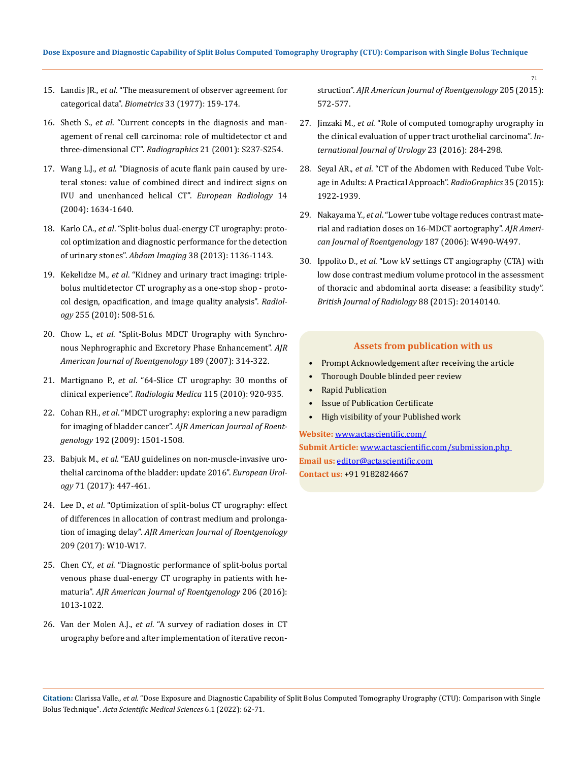15. Landis JR., *et al*. "The measurement of observer agreement for categorical data". *Biometrics* 33 (1977): 159-174.
16. Sheth S., *et al*. "Current concepts in the diagnosis and management of renal cell carcinoma: role of multidetector ct and three-dimensional CT". *Radiographics* 21 (2001): S237-S254.
17. Wang L.J., *et al*. "Diagnosis of acute flank pain caused by ureteral stones: value of combined direct and indirect signs on IVU and unenhanced helical CT". *European Radiology* 14 (2004): 1634-1640.
18. Karlo CA., *et al*. "Split-bolus dual-energy CT urography: protocol optimization and diagnostic performance for the detection of urinary stones". *Abdom Imaging* 38 (2013): 1136-1143.
19. Kekelidze M., *et al*. "Kidney and urinary tract imaging: triple-bolus multidetector CT urography as a one-stop shop - protocol design, opacification, and image quality analysis". *Radiology* 255 (2010): 508-516.
20. Chow L., *et al*. "Split-Bolus MDCT Urography with Synchronous Nephrographic and Excretory Phase Enhancement". *AJR American Journal of Roentgenology* 189 (2007): 314-322.
21. Martignano P., *et al*. "64-Slice CT urography: 30 months of clinical experience". *Radiologia Medica* 115 (2010): 920-935.
22. Cohan RH., *et al*. "MDCT urography: exploring a new paradigm for imaging of bladder cancer". *AJR American Journal of Roentgenology* 192 (2009): 1501-1508.
23. Babjuk M., *et al*. "EAU guidelines on non-muscle-invasive urothelial carcinoma of the bladder: update 2016". *European Urology* 71 (2017): 447-461.
24. Lee D., *et al*. "Optimization of split-bolus CT urography: effect of differences in allocation of contrast medium and prolongation of imaging delay". *AJR American Journal of Roentgenology* 209 (2017): W10-W17.
25. Chen CY., *et al*. "Diagnostic performance of split-bolus portal venous phase dual-energy CT urography in patients with hematuria". *AJR American Journal of Roentgenology* 206 (2016): 1013-1022.
26. Van der Molen A.J., *et al*. "A survey of radiation doses in CT urography before and after implementation of iterative reconstruction". *AJR American Journal of Roentgenology* 205 (2015): 572-577.
27. Jinzaki M., *et al*. "Role of computed tomography urography in the clinical evaluation of upper tract urothelial carcinoma". *International Journal of Urology* 23 (2016): 284-298.
28. Seyal AR., *et al*. "CT of the Abdomen with Reduced Tube Voltage in Adults: A Practical Approach". *RadioGraphics* 35 (2015): 1922-1939.
29. Nakayama Y., *et al*. "Lower tube voltage reduces contrast material and radiation doses on 16-MDCT aortography". *AJR American Journal of Roentgenology* 187 (2006): W490-W497.
30. Ippolito D., *et al*. "Low kV settings CT angiography (CTA) with low dose contrast medium volume protocol in the assessment of thoracic and abdominal aorta disease: a feasibility study". *British Journal of Radiology* 88 (2015): 20140140.

**Assets from publication with us**

- Prompt Acknowledgement after receiving the article
- Thorough Double blinded peer review
- Rapid Publication
- Issue of Publication Certificate
- High visibility of your Published work

**Website:** www.actascientific.com/
**Submit Article:** www.actascientific.com/submission.php
**Email us:** editor@actascientific.com
**Contact us:** +91 9182824667